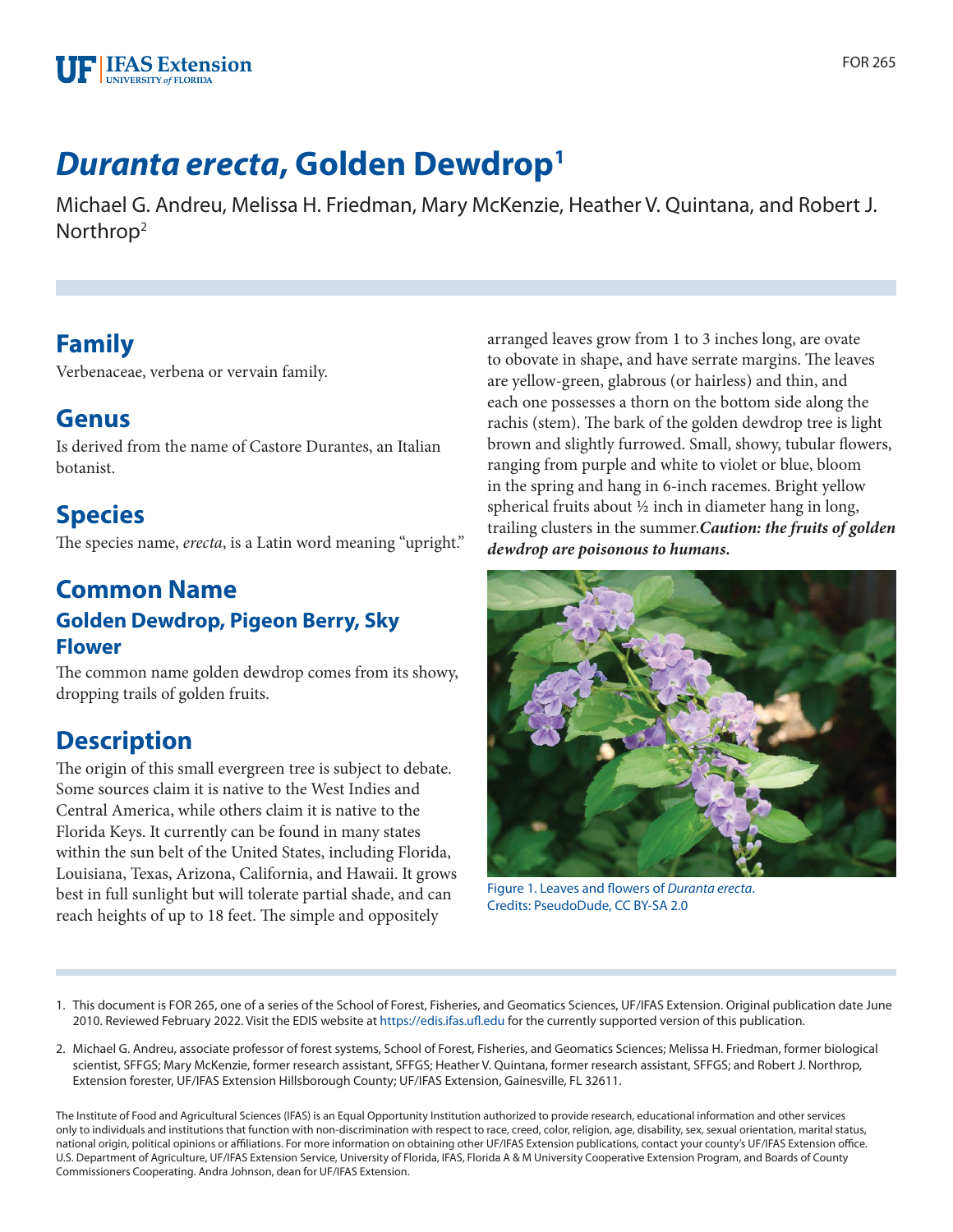# *Duranta erecta*, Golden Dewdrop[1]

Michael G. Andreu, Melissa H. Friedman, Mary McKenzie, Heather V. Quintana, and Robert J. Northrop[2]

## Family

Verbenaceae, verbena or vervain family.

## Genus

Is derived from the name of Castore Durantes, an Italian botanist.

## Species

The species name, *erecta*, is a Latin word meaning "upright."

## Common Name

### Golden Dewdrop, Pigeon Berry, Sky Flower

The common name golden dewdrop comes from its showy, dropping trails of golden fruits.

## Description

The origin of this small evergreen tree is subject to debate. Some sources claim it is native to the West Indies and Central America, while others claim it is native to the Florida Keys. It currently can be found in many states within the sun belt of the United States, including Florida, Louisiana, Texas, Arizona, California, and Hawaii. It grows best in full sunlight but will tolerate partial shade, and can reach heights of up to 18 feet. The simple and oppositely arranged leaves grow from 1 to 3 inches long, are ovate to obovate in shape, and have serrate margins. The leaves are yellow-green, glabrous (or hairless) and thin, and each one possesses a thorn on the bottom side along the rachis (stem). The bark of the golden dewdrop tree is light brown and slightly furrowed. Small, showy, tubular flowers, ranging from purple and white to violet or blue, bloom in the spring and hang in 6-inch racemes. Bright yellow spherical fruits about ½ inch in diameter hang in long, trailing clusters in the summer.***Caution: the fruits of golden dewdrop are poisonous to humans.***

Figure 1. Leaves and flowers of *Duranta erecta*.
Credits: PseudoDude, CC BY-SA 2.0

1. This document is FOR 265, one of a series of the School of Forest, Fisheries, and Geomatics Sciences, UF/IFAS Extension. Original publication date June 2010. Reviewed February 2022. Visit the EDIS website at https://edis.ifas.ufl.edu for the currently supported version of this publication.

2. Michael G. Andreu, associate professor of forest systems, School of Forest, Fisheries, and Geomatics Sciences; Melissa H. Friedman, former biological scientist, SFFGS; Mary McKenzie, former research assistant, SFFGS; Heather V. Quintana, former research assistant, SFFGS; and Robert J. Northrop, Extension forester, UF/IFAS Extension Hillsborough County; UF/IFAS Extension, Gainesville, FL 32611.

The Institute of Food and Agricultural Sciences (IFAS) is an Equal Opportunity Institution authorized to provide research, educational information and other services only to individuals and institutions that function with non-discrimination with respect to race, creed, color, religion, age, disability, sex, sexual orientation, marital status, national origin, political opinions or affiliations. For more information on obtaining other UF/IFAS Extension publications, contact your county's UF/IFAS Extension office. U.S. Department of Agriculture, UF/IFAS Extension Service, University of Florida, IFAS, Florida A & M University Cooperative Extension Program, and Boards of County Commissioners Cooperating. Andra Johnson, dean for UF/IFAS Extension.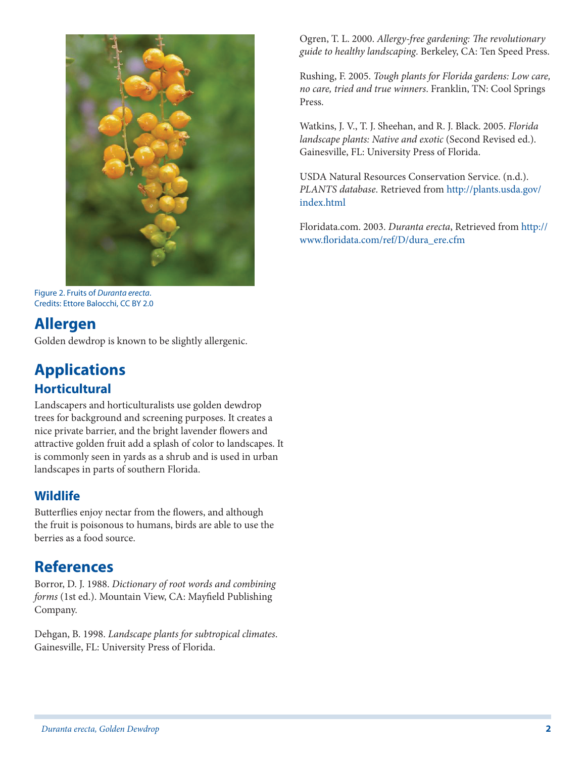Figure 2. Fruits of *Duranta erecta*.
Credits: Ettore Balocchi, CC BY 2.0

## Allergen

Golden dewdrop is known to be slightly allergenic.

## Applications

### Horticultural

Landscapers and horticulturalists use golden dewdrop trees for background and screening purposes. It creates a nice private barrier, and the bright lavender flowers and attractive golden fruit add a splash of color to landscapes. It is commonly seen in yards as a shrub and is used in urban landscapes in parts of southern Florida.

### Wildlife

Butterflies enjoy nectar from the flowers, and although the fruit is poisonous to humans, birds are able to use the berries as a food source.

## References

Borror, D. J. 1988. *Dictionary of root words and combining forms* (1st ed.). Mountain View, CA: Mayfield Publishing Company.

Dehgan, B. 1998. *Landscape plants for subtropical climates*. Gainesville, FL: University Press of Florida.

Ogren, T. L. 2000. *Allergy-free gardening: The revolutionary guide to healthy landscaping*. Berkeley, CA: Ten Speed Press.

Rushing, F. 2005. *Tough plants for Florida gardens: Low care, no care, tried and true winners*. Franklin, TN: Cool Springs Press.

Watkins, J. V., T. J. Sheehan, and R. J. Black. 2005. *Florida landscape plants: Native and exotic* (Second Revised ed.). Gainesville, FL: University Press of Florida.

USDA Natural Resources Conservation Service. (n.d.). *PLANTS database*. Retrieved from http://plants.usda.gov/index.html

Floridata.com. 2003. *Duranta erecta*, Retrieved from http://www.floridata.com/ref/D/dura_ere.cfm